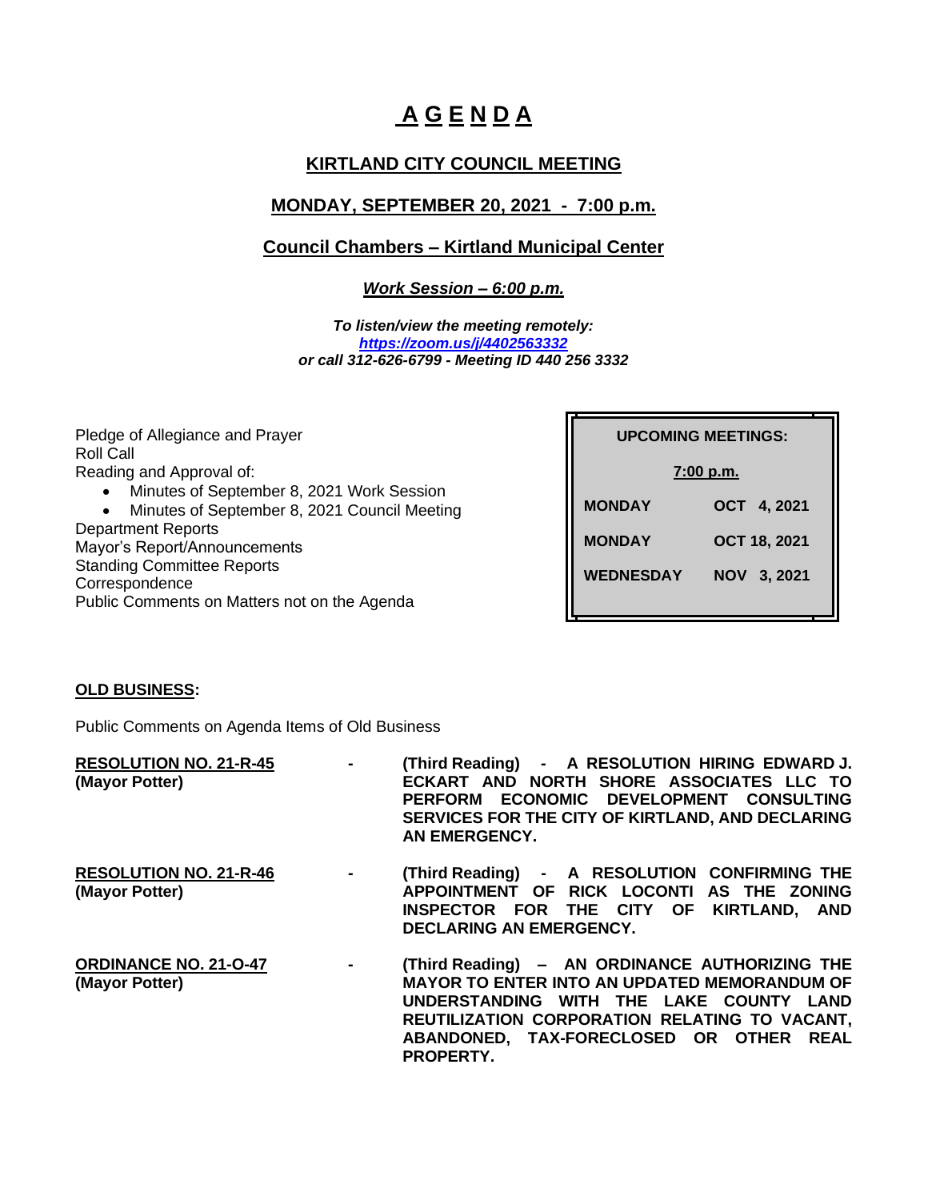# A G E N D A

## KIRTLAND CITY COUNCIL MEETING

## MONDAY, SEPTEMBER 20, 2021 - 7:00 p.m.

## Council Chambers – Kirtland Municipal Center

***Work Session – 6:00 p.m.***

***To listen/view the meeting remotely:***
***https://zoom.us/j/4402563332***
***or call 312-626-6799 - Meeting ID 440 256 3332***

Pledge of Allegiance and Prayer
Roll Call
Reading and Approval of:

- Minutes of September 8, 2021 Work Session
- Minutes of September 8, 2021 Council Meeting

Department Reports
Mayor's Report/Announcements
Standing Committee Reports
Correspondence
Public Comments on Matters not on the Agenda

| UPCOMING MEETINGS: | |
|---|---|
| 7:00 p.m. | |
| MONDAY | OCT 4, 2021 |
| MONDAY | OCT 18, 2021 |
| WEDNESDAY | NOV 3, 2021 |

**OLD BUSINESS:**

Public Comments on Agenda Items of Old Business

**RESOLUTION NO. 21-R-45** **(Mayor Potter)** - **(Third Reading) - A RESOLUTION HIRING EDWARD J. ECKART AND NORTH SHORE ASSOCIATES LLC TO PERFORM ECONOMIC DEVELOPMENT CONSULTING SERVICES FOR THE CITY OF KIRTLAND, AND DECLARING AN EMERGENCY.**

**RESOLUTION NO. 21-R-46** **(Mayor Potter)** - **(Third Reading) - A RESOLUTION CONFIRMING THE APPOINTMENT OF RICK LOCONTI AS THE ZONING INSPECTOR FOR THE CITY OF KIRTLAND, AND DECLARING AN EMERGENCY.**

**ORDINANCE NO. 21-O-47** **(Mayor Potter)** - **(Third Reading) – AN ORDINANCE AUTHORIZING THE MAYOR TO ENTER INTO AN UPDATED MEMORANDUM OF UNDERSTANDING WITH THE LAKE COUNTY LAND REUTILIZATION CORPORATION RELATING TO VACANT, ABANDONED, TAX-FORECLOSED OR OTHER REAL PROPERTY.**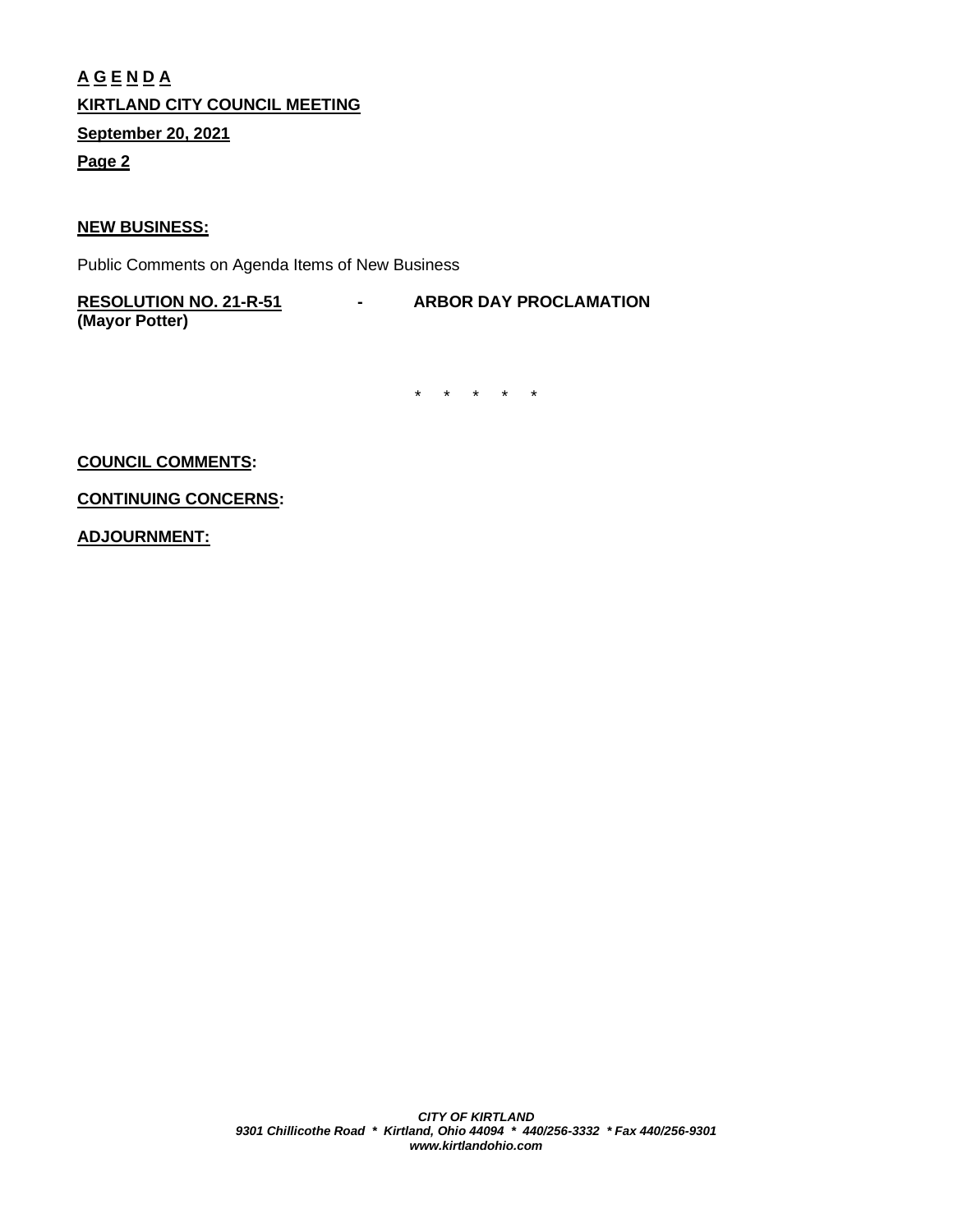**NEW BUSINESS:**

Public Comments on Agenda Items of New Business

**RESOLUTION NO. 21-R-51** - **ARBOR DAY PROCLAMATION**
**(Mayor Potter)**

\* \* \* \* \*

**COUNCIL COMMENTS:**

**CONTINUING CONCERNS:**

**ADJOURNMENT:**